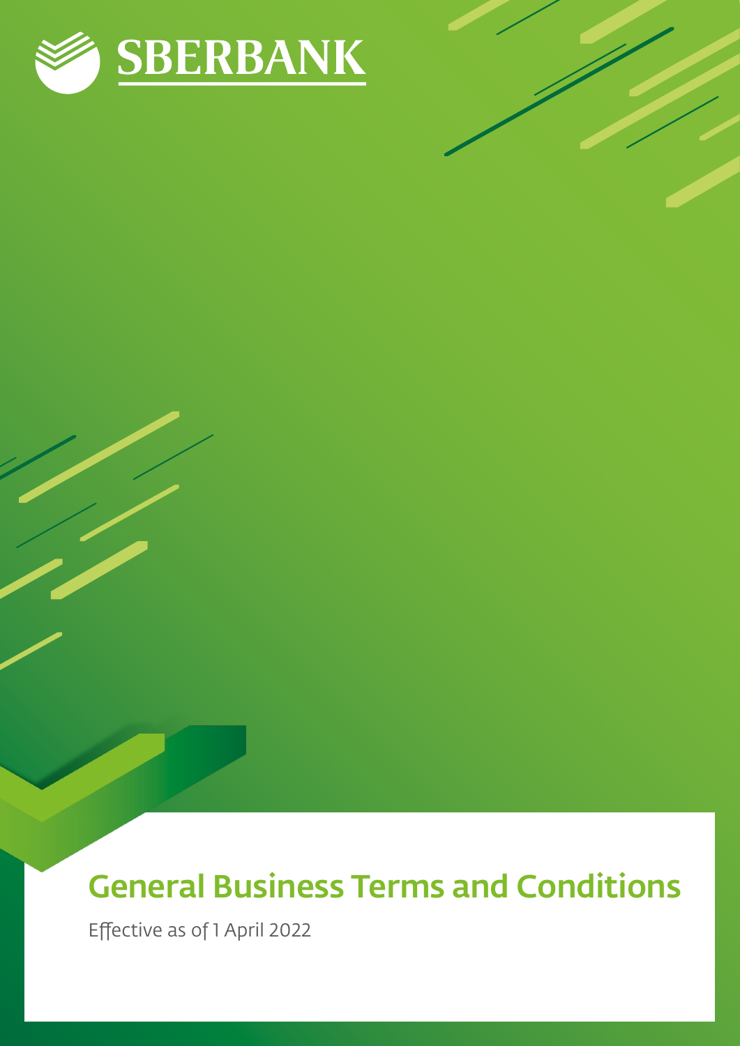SBERBANK

# General Business Terms and Conditions

Effective as of 1 April 2022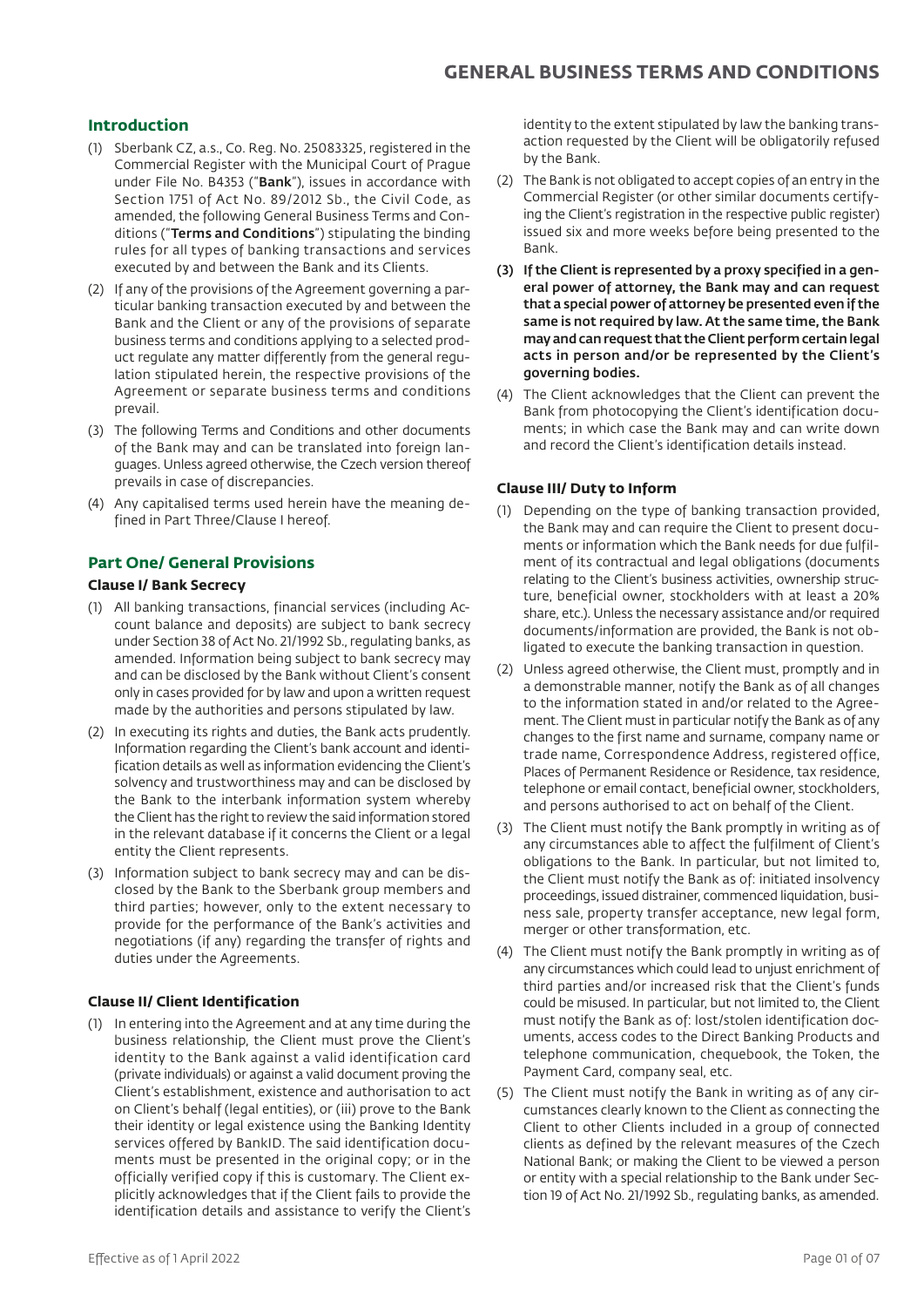# GENERAL BUSINESS TERMS AND CONDITIONS

## Introduction

(1) Sberbank CZ, a.s., Co. Reg. No. 25083325, registered in the Commercial Register with the Municipal Court of Prague under File No. B4353 ("**Bank**"), issues in accordance with Section 1751 of Act No. 89/2012 Sb., the Civil Code, as amended, the following General Business Terms and Conditions ("**Terms and Conditions**") stipulating the binding rules for all types of banking transactions and services executed by and between the Bank and its Clients.

(2) If any of the provisions of the Agreement governing a particular banking transaction executed by and between the Bank and the Client or any of the provisions of separate business terms and conditions applying to a selected product regulate any matter differently from the general regulation stipulated herein, the respective provisions of the Agreement or separate business terms and conditions prevail.

(3) The following Terms and Conditions and other documents of the Bank may and can be translated into foreign languages. Unless agreed otherwise, the Czech version thereof prevails in case of discrepancies.

(4) Any capitalised terms used herein have the meaning defined in Part Three/Clause I hereof.

## Part One/ General Provisions

### Clause I/ Bank Secrecy

(1) All banking transactions, financial services (including Account balance and deposits) are subject to bank secrecy under Section 38 of Act No. 21/1992 Sb., regulating banks, as amended. Information being subject to bank secrecy may and can be disclosed by the Bank without Client's consent only in cases provided for by law and upon a written request made by the authorities and persons stipulated by law.

(2) In executing its rights and duties, the Bank acts prudently. Information regarding the Client's bank account and identification details as well as information evidencing the Client's solvency and trustworthiness may and can be disclosed by the Bank to the interbank information system whereby the Client has the right to review the said information stored in the relevant database if it concerns the Client or a legal entity the Client represents.

(3) Information subject to bank secrecy may and can be disclosed by the Bank to the Sberbank group members and third parties; however, only to the extent necessary to provide for the performance of the Bank's activities and negotiations (if any) regarding the transfer of rights and duties under the Agreements.

### Clause II/ Client Identification

(1) In entering into the Agreement and at any time during the business relationship, the Client must prove the Client's identity to the Bank against a valid identification card (private individuals) or against a valid document proving the Client's establishment, existence and authorisation to act on Client's behalf (legal entities), or (iii) prove to the Bank their identity or legal existence using the Banking Identity services offered by BankID. The said identification documents must be presented in the original copy; or in the officially verified copy if this is customary. The Client explicitly acknowledges that if the Client fails to provide the identification details and assistance to verify the Client's identity to the extent stipulated by law the banking transaction requested by the Client will be obligatorily refused by the Bank.

(2) The Bank is not obligated to accept copies of an entry in the Commercial Register (or other similar documents certifying the Client's registration in the respective public register) issued six and more weeks before being presented to the Bank.

**(3) If the Client is represented by a proxy specified in a general power of attorney, the Bank may and can request that a special power of attorney be presented even if the same is not required by law. At the same time, the Bank may and can request that the Client perform certain legal acts in person and/or be represented by the Client's governing bodies.**

(4) The Client acknowledges that the Client can prevent the Bank from photocopying the Client's identification documents; in which case the Bank may and can write down and record the Client's identification details instead.

### Clause III/ Duty to Inform

(1) Depending on the type of banking transaction provided, the Bank may and can require the Client to present documents or information which the Bank needs for due fulfilment of its contractual and legal obligations (documents relating to the Client's business activities, ownership structure, beneficial owner, stockholders with at least a 20% share, etc.). Unless the necessary assistance and/or required documents/information are provided, the Bank is not obligated to execute the banking transaction in question.

(2) Unless agreed otherwise, the Client must, promptly and in a demonstrable manner, notify the Bank as of all changes to the information stated in and/or related to the Agreement. The Client must in particular notify the Bank as of any changes to the first name and surname, company name or trade name, Correspondence Address, registered office, Places of Permanent Residence or Residence, tax residence, telephone or email contact, beneficial owner, stockholders, and persons authorised to act on behalf of the Client.

(3) The Client must notify the Bank promptly in writing as of any circumstances able to affect the fulfilment of Client's obligations to the Bank. In particular, but not limited to, the Client must notify the Bank as of: initiated insolvency proceedings, issued distrainer, commenced liquidation, business sale, property transfer acceptance, new legal form, merger or other transformation, etc.

(4) The Client must notify the Bank promptly in writing as of any circumstances which could lead to unjust enrichment of third parties and/or increased risk that the Client's funds could be misused. In particular, but not limited to, the Client must notify the Bank as of: lost/stolen identification documents, access codes to the Direct Banking Products and telephone communication, chequebook, the Token, the Payment Card, company seal, etc.

(5) The Client must notify the Bank in writing as of any circumstances clearly known to the Client as connecting the Client to other Clients included in a group of connected clients as defined by the relevant measures of the Czech National Bank; or making the Client to be viewed a person or entity with a special relationship to the Bank under Section 19 of Act No. 21/1992 Sb., regulating banks, as amended.

Effective as of 1 April 2022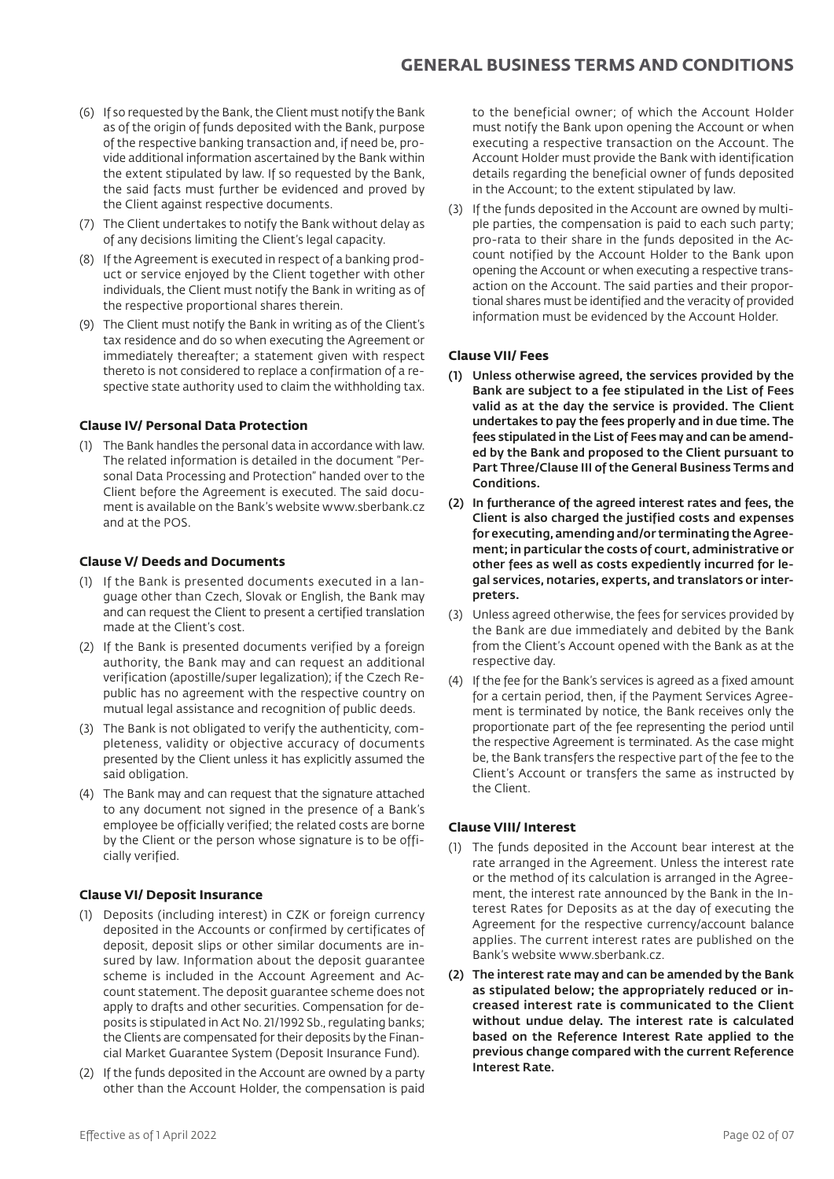(6) If so requested by the Bank, the Client must notify the Bank as of the origin of funds deposited with the Bank, purpose of the respective banking transaction and, if need be, provide additional information ascertained by the Bank within the extent stipulated by law. If so requested by the Bank, the said facts must further be evidenced and proved by the Client against respective documents.

(7) The Client undertakes to notify the Bank without delay as of any decisions limiting the Client's legal capacity.

(8) If the Agreement is executed in respect of a banking product or service enjoyed by the Client together with other individuals, the Client must notify the Bank in writing as of the respective proportional shares therein.

(9) The Client must notify the Bank in writing as of the Client's tax residence and do so when executing the Agreement or immediately thereafter; a statement given with respect thereto is not considered to replace a confirmation of a respective state authority used to claim the withholding tax.

**Clause IV/ Personal Data Protection**

(1) The Bank handles the personal data in accordance with law. The related information is detailed in the document "Personal Data Processing and Protection" handed over to the Client before the Agreement is executed. The said document is available on the Bank's website www.sberbank.cz and at the POS.

**Clause V/ Deeds and Documents**

(1) If the Bank is presented documents executed in a language other than Czech, Slovak or English, the Bank may and can request the Client to present a certified translation made at the Client's cost.

(2) If the Bank is presented documents verified by a foreign authority, the Bank may and can request an additional verification (apostille/super legalization); if the Czech Republic has no agreement with the respective country on mutual legal assistance and recognition of public deeds.

(3) The Bank is not obligated to verify the authenticity, completeness, validity or objective accuracy of documents presented by the Client unless it has explicitly assumed the said obligation.

(4) The Bank may and can request that the signature attached to any document not signed in the presence of a Bank's employee be officially verified; the related costs are borne by the Client or the person whose signature is to be officially verified.

**Clause VI/ Deposit Insurance**

(1) Deposits (including interest) in CZK or foreign currency deposited in the Accounts or confirmed by certificates of deposit, deposit slips or other similar documents are insured by law. Information about the deposit guarantee scheme is included in the Account Agreement and Account statement. The deposit guarantee scheme does not apply to drafts and other securities. Compensation for deposits is stipulated in Act No. 21/1992 Sb., regulating banks; the Clients are compensated for their deposits by the Financial Market Guarantee System (Deposit Insurance Fund).

(2) If the funds deposited in the Account are owned by a party other than the Account Holder, the compensation is paid to the beneficial owner; of which the Account Holder must notify the Bank upon opening the Account or when executing a respective transaction on the Account. The Account Holder must provide the Bank with identification details regarding the beneficial owner of funds deposited in the Account; to the extent stipulated by law.

(3) If the funds deposited in the Account are owned by multiple parties, the compensation is paid to each such party; pro-rata to their share in the funds deposited in the Account notified by the Account Holder to the Bank upon opening the Account or when executing a respective transaction on the Account. The said parties and their proportional shares must be identified and the veracity of provided information must be evidenced by the Account Holder.

**Clause VII/ Fees**

**(1) Unless otherwise agreed, the services provided by the Bank are subject to a fee stipulated in the List of Fees valid as at the day the service is provided. The Client undertakes to pay the fees properly and in due time. The fees stipulated in the List of Fees may and can be amended by the Bank and proposed to the Client pursuant to Part Three/Clause III of the General Business Terms and Conditions.**

**(2) In furtherance of the agreed interest rates and fees, the Client is also charged the justified costs and expenses for executing, amending and/or terminating the Agreement; in particular the costs of court, administrative or other fees as well as costs expediently incurred for legal services, notaries, experts, and translators or interpreters.**

(3) Unless agreed otherwise, the fees for services provided by the Bank are due immediately and debited by the Bank from the Client's Account opened with the Bank as at the respective day.

(4) If the fee for the Bank's services is agreed as a fixed amount for a certain period, then, if the Payment Services Agreement is terminated by notice, the Bank receives only the proportionate part of the fee representing the period until the respective Agreement is terminated. As the case might be, the Bank transfers the respective part of the fee to the Client's Account or transfers the same as instructed by the Client.

**Clause VIII/ Interest**

(1) The funds deposited in the Account bear interest at the rate arranged in the Agreement. Unless the interest rate or the method of its calculation is arranged in the Agreement, the interest rate announced by the Bank in the Interest Rates for Deposits as at the day of executing the Agreement for the respective currency/account balance applies. The current interest rates are published on the Bank's website www.sberbank.cz.

**(2) The interest rate may and can be amended by the Bank as stipulated below; the appropriately reduced or increased interest rate is communicated to the Client without undue delay. The interest rate is calculated based on the Reference Interest Rate applied to the previous change compared with the current Reference Interest Rate.**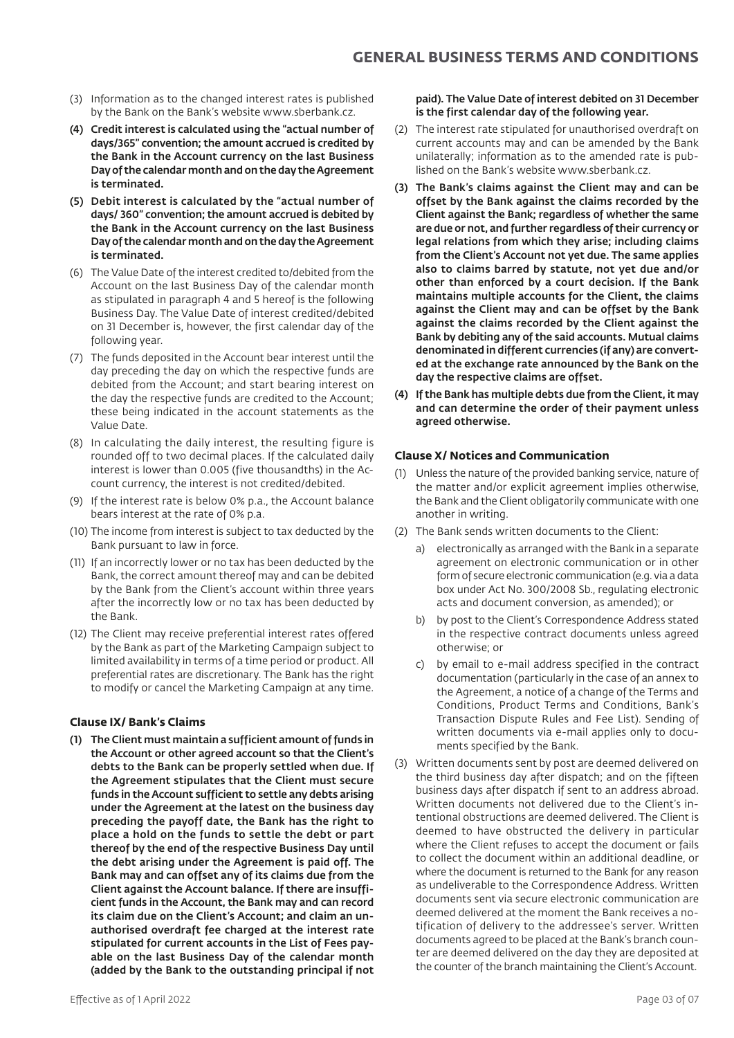(3) Information as to the changed interest rates is published by the Bank on the Bank's website www.sberbank.cz.

**(4) Credit interest is calculated using the "actual number of days/365" convention; the amount accrued is credited by the Bank in the Account currency on the last Business Day of the calendar month and on the day the Agreement is terminated.**

**(5) Debit interest is calculated by the "actual number of days/ 360" convention; the amount accrued is debited by the Bank in the Account currency on the last Business Day of the calendar month and on the day the Agreement is terminated.**

(6) The Value Date of the interest credited to/debited from the Account on the last Business Day of the calendar month as stipulated in paragraph 4 and 5 hereof is the following Business Day. The Value Date of interest credited/debited on 31 December is, however, the first calendar day of the following year.

(7) The funds deposited in the Account bear interest until the day preceding the day on which the respective funds are debited from the Account; and start bearing interest on the day the respective funds are credited to the Account; these being indicated in the account statements as the Value Date.

(8) In calculating the daily interest, the resulting figure is rounded off to two decimal places. If the calculated daily interest is lower than 0.005 (five thousandths) in the Account currency, the interest is not credited/debited.

(9) If the interest rate is below 0% p.a., the Account balance bears interest at the rate of 0% p.a.

(10) The income from interest is subject to tax deducted by the Bank pursuant to law in force.

(11) If an incorrectly lower or no tax has been deducted by the Bank, the correct amount thereof may and can be debited by the Bank from the Client's account within three years after the incorrectly low or no tax has been deducted by the Bank.

(12) The Client may receive preferential interest rates offered by the Bank as part of the Marketing Campaign subject to limited availability in terms of a time period or product. All preferential rates are discretionary. The Bank has the right to modify or cancel the Marketing Campaign at any time.

### Clause IX/ Bank's Claims

**(1) The Client must maintain a sufficient amount of funds in the Account or other agreed account so that the Client's debts to the Bank can be properly settled when due. If the Agreement stipulates that the Client must secure funds in the Account sufficient to settle any debts arising under the Agreement at the latest on the business day preceding the payoff date, the Bank has the right to place a hold on the funds to settle the debt or part thereof by the end of the respective Business Day until the debt arising under the Agreement is paid off. The Bank may and can offset any of its claims due from the Client against the Account balance. If there are insufficient funds in the Account, the Bank may and can record its claim due on the Client's Account; and claim an unauthorised overdraft fee charged at the interest rate stipulated for current accounts in the List of Fees payable on the last Business Day of the calendar month (added by the Bank to the outstanding principal if not paid). The Value Date of interest debited on 31 December is the first calendar day of the following year.**

(2) The interest rate stipulated for unauthorised overdraft on current accounts may and can be amended by the Bank unilaterally; information as to the amended rate is published on the Bank's website www.sberbank.cz.

**(3) The Bank's claims against the Client may and can be offset by the Bank against the claims recorded by the Client against the Bank; regardless of whether the same are due or not, and further regardless of their currency or legal relations from which they arise; including claims from the Client's Account not yet due. The same applies also to claims barred by statute, not yet due and/or other than enforced by a court decision. If the Bank maintains multiple accounts for the Client, the claims against the Client may and can be offset by the Bank against the claims recorded by the Client against the Bank by debiting any of the said accounts. Mutual claims denominated in different currencies (if any) are converted at the exchange rate announced by the Bank on the day the respective claims are offset.**

**(4) If the Bank has multiple debts due from the Client, it may and can determine the order of their payment unless agreed otherwise.**

### Clause X/ Notices and Communication

(1) Unless the nature of the provided banking service, nature of the matter and/or explicit agreement implies otherwise, the Bank and the Client obligatorily communicate with one another in writing.

(2) The Bank sends written documents to the Client:

a) electronically as arranged with the Bank in a separate agreement on electronic communication or in other form of secure electronic communication (e.g. via a data box under Act No. 300/2008 Sb., regulating electronic acts and document conversion, as amended); or

b) by post to the Client's Correspondence Address stated in the respective contract documents unless agreed otherwise; or

c) by email to e-mail address specified in the contract documentation (particularly in the case of an annex to the Agreement, a notice of a change of the Terms and Conditions, Product Terms and Conditions, Bank's Transaction Dispute Rules and Fee List). Sending of written documents via e-mail applies only to documents specified by the Bank.

(3) Written documents sent by post are deemed delivered on the third business day after dispatch; and on the fifteen business days after dispatch if sent to an address abroad. Written documents not delivered due to the Client's intentional obstructions are deemed delivered. The Client is deemed to have obstructed the delivery in particular where the Client refuses to accept the document or fails to collect the document within an additional deadline, or where the document is returned to the Bank for any reason as undeliverable to the Correspondence Address. Written documents sent via secure electronic communication are deemed delivered at the moment the Bank receives a notification of delivery to the addressee's server. Written documents agreed to be placed at the Bank's branch counter are deemed delivered on the day they are deposited at the counter of the branch maintaining the Client's Account.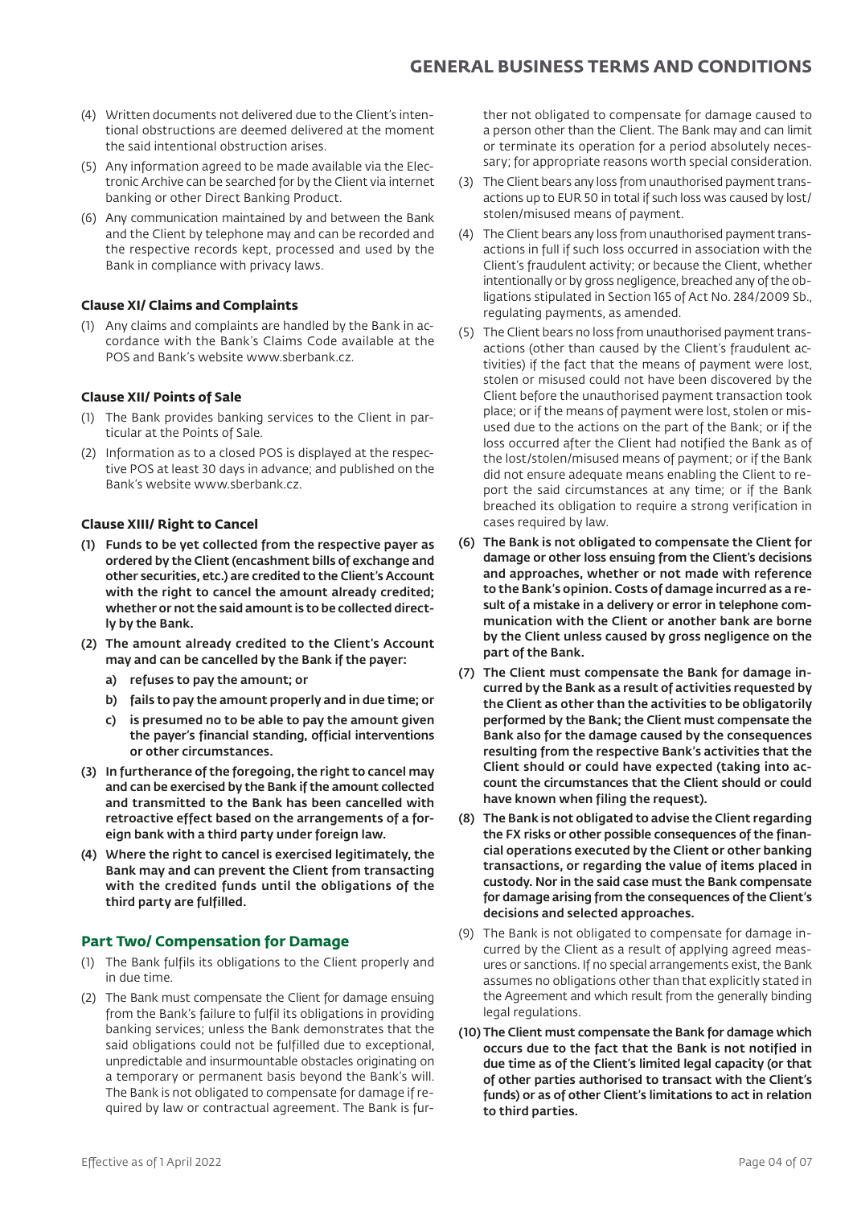(4) Written documents not delivered due to the Client's intentional obstructions are deemed delivered at the moment the said intentional obstruction arises.

(5) Any information agreed to be made available via the Electronic Archive can be searched for by the Client via internet banking or other Direct Banking Product.

(6) Any communication maintained by and between the Bank and the Client by telephone may and can be recorded and the respective records kept, processed and used by the Bank in compliance with privacy laws.

### Clause XI/ Claims and Complaints

(1) Any claims and complaints are handled by the Bank in accordance with the Bank's Claims Code available at the POS and Bank's website www.sberbank.cz.

### Clause XII/ Points of Sale

(1) The Bank provides banking services to the Client in particular at the Points of Sale.

(2) Information as to a closed POS is displayed at the respective POS at least 30 days in advance; and published on the Bank's website www.sberbank.cz.

### Clause XIII/ Right to Cancel

**(1) Funds to be yet collected from the respective payer as ordered by the Client (encashment bills of exchange and other securities, etc.) are credited to the Client's Account with the right to cancel the amount already credited; whether or not the said amount is to be collected directly by the Bank.**

**(2) The amount already credited to the Client's Account may and can be cancelled by the Bank if the payer:**

**a) refuses to pay the amount; or**

**b) fails to pay the amount properly and in due time; or**

**c) is presumed no to be able to pay the amount given the payer's financial standing, official interventions or other circumstances.**

**(3) In furtherance of the foregoing, the right to cancel may and can be exercised by the Bank if the amount collected and transmitted to the Bank has been cancelled with retroactive effect based on the arrangements of a foreign bank with a third party under foreign law.**

**(4) Where the right to cancel is exercised legitimately, the Bank may and can prevent the Client from transacting with the credited funds until the obligations of the third party are fulfilled.**

## Part Two/ Compensation for Damage

(1) The Bank fulfils its obligations to the Client properly and in due time.

(2) The Bank must compensate the Client for damage ensuing from the Bank's failure to fulfil its obligations in providing banking services; unless the Bank demonstrates that the said obligations could not be fulfilled due to exceptional, unpredictable and insurmountable obstacles originating on a temporary or permanent basis beyond the Bank's will. The Bank is not obligated to compensate for damage if required by law or contractual agreement. The Bank is further not obligated to compensate for damage caused to a person other than the Client. The Bank may and can limit or terminate its operation for a period absolutely necessary; for appropriate reasons worth special consideration.

(3) The Client bears any loss from unauthorised payment transactions up to EUR 50 in total if such loss was caused by lost/stolen/misused means of payment.

(4) The Client bears any loss from unauthorised payment transactions in full if such loss occurred in association with the Client's fraudulent activity; or because the Client, whether intentionally or by gross negligence, breached any of the obligations stipulated in Section 165 of Act No. 284/2009 Sb., regulating payments, as amended.

(5) The Client bears no loss from unauthorised payment transactions (other than caused by the Client's fraudulent activities) if the fact that the means of payment were lost, stolen or misused could not have been discovered by the Client before the unauthorised payment transaction took place; or if the means of payment were lost, stolen or misused due to the actions on the part of the Bank; or if the loss occurred after the Client had notified the Bank as of the lost/stolen/misused means of payment; or if the Bank did not ensure adequate means enabling the Client to report the said circumstances at any time; or if the Bank breached its obligation to require a strong verification in cases required by law.

**(6) The Bank is not obligated to compensate the Client for damage or other loss ensuing from the Client's decisions and approaches, whether or not made with reference to the Bank's opinion. Costs of damage incurred as a result of a mistake in a delivery or error in telephone communication with the Client or another bank are borne by the Client unless caused by gross negligence on the part of the Bank.**

**(7) The Client must compensate the Bank for damage incurred by the Bank as a result of activities requested by the Client as other than the activities to be obligatorily performed by the Bank; the Client must compensate the Bank also for the damage caused by the consequences resulting from the respective Bank's activities that the Client should or could have expected (taking into account the circumstances that the Client should or could have known when filing the request).**

**(8) The Bank is not obligated to advise the Client regarding the FX risks or other possible consequences of the financial operations executed by the Client or other banking transactions, or regarding the value of items placed in custody. Nor in the said case must the Bank compensate for damage arising from the consequences of the Client's decisions and selected approaches.**

(9) The Bank is not obligated to compensate for damage incurred by the Client as a result of applying agreed measures or sanctions. If no special arrangements exist, the Bank assumes no obligations other than that explicitly stated in the Agreement and which result from the generally binding legal regulations.

**(10) The Client must compensate the Bank for damage which occurs due to the fact that the Bank is not notified in due time as of the Client's limited legal capacity (or that of other parties authorised to transact with the Client's funds) or as of other Client's limitations to act in relation to third parties.**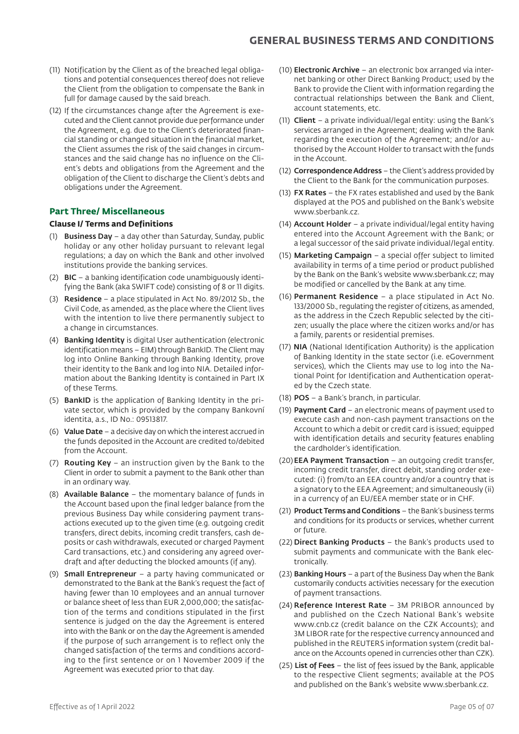(11) Notification by the Client as of the breached legal obligations and potential consequences thereof does not relieve the Client from the obligation to compensate the Bank in full for damage caused by the said breach.

(12) If the circumstances change after the Agreement is executed and the Client cannot provide due performance under the Agreement, e.g. due to the Client's deteriorated financial standing or changed situation in the financial market, the Client assumes the risk of the said changes in circumstances and the said change has no influence on the Client's debts and obligations from the Agreement and the obligation of the Client to discharge the Client's debts and obligations under the Agreement.

## Part Three/ Miscellaneous

### Clause I/ Terms and Definitions

(1) **Business Day** – a day other than Saturday, Sunday, public holiday or any other holiday pursuant to relevant legal regulations; a day on which the Bank and other involved institutions provide the banking services.

(2) **BIC** – a banking identification code unambiguously identifying the Bank (aka SWIFT code) consisting of 8 or 11 digits.

(3) **Residence** – a place stipulated in Act No. 89/2012 Sb., the Civil Code, as amended, as the place where the Client lives with the intention to live there permanently subject to a change in circumstances.

(4) **Banking Identity** is digital User authentication (electronic identification means – EIM) through BankID. The Client may log into Online Banking through Banking Identity, prove their identity to the Bank and log into NIA. Detailed information about the Banking Identity is contained in Part IX of these Terms.

(5) **BankID** is the application of Banking Identity in the private sector, which is provided by the company Bankovní identita, a.s., ID No.: 09513817.

(6) **Value Date** – a decisive day on which the interest accrued in the funds deposited in the Account are credited to/debited from the Account.

(7) **Routing Key** – an instruction given by the Bank to the Client in order to submit a payment to the Bank other than in an ordinary way.

(8) **Available Balance** – the momentary balance of funds in the Account based upon the final ledger balance from the previous Business Day while considering payment transactions executed up to the given time (e.g. outgoing credit transfers, direct debits, incoming credit transfers, cash deposits or cash withdrawals, executed or charged Payment Card transactions, etc.) and considering any agreed overdraft and after deducting the blocked amounts (if any).

(9) **Small Entrepreneur** – a party having communicated or demonstrated to the Bank at the Bank's request the fact of having fewer than 10 employees and an annual turnover or balance sheet of less than EUR 2,000,000; the satisfaction of the terms and conditions stipulated in the first sentence is judged on the day the Agreement is entered into with the Bank or on the day the Agreement is amended if the purpose of such arrangement is to reflect only the changed satisfaction of the terms and conditions according to the first sentence or on 1 November 2009 if the Agreement was executed prior to that day.

(10) **Electronic Archive** – an electronic box arranged via internet banking or other Direct Banking Product; used by the Bank to provide the Client with information regarding the contractual relationships between the Bank and Client, account statements, etc.

(11) **Client** – a private individual/legal entity: using the Bank's services arranged in the Agreement; dealing with the Bank regarding the execution of the Agreement; and/or authorised by the Account Holder to transact with the funds in the Account.

(12) **Correspondence Address** – the Client's address provided by the Client to the Bank for the communication purposes.

(13) **FX Rates** – the FX rates established and used by the Bank displayed at the POS and published on the Bank's website www.sberbank.cz.

(14) **Account Holder** – a private individual/legal entity having entered into the Account Agreement with the Bank; or a legal successor of the said private individual/legal entity.

(15) **Marketing Campaign** – a special offer subject to limited availability in terms of a time period or product published by the Bank on the Bank's website www.sberbank.cz; may be modified or cancelled by the Bank at any time.

(16) **Permanent Residence** – a place stipulated in Act No. 133/2000 Sb., regulating the register of citizens, as amended, as the address in the Czech Republic selected by the citizen; usually the place where the citizen works and/or has a family, parents or residential premises.

(17) **NIA** (National Identification Authority) is the application of Banking Identity in the state sector (i.e. eGovernment services), which the Clients may use to log into the National Point for Identification and Authentication operated by the Czech state.

(18) **POS** – a Bank's branch, in particular.

(19) **Payment Card** – an electronic means of payment used to execute cash and non-cash payment transactions on the Account to which a debit or credit card is issued; equipped with identification details and security features enabling the cardholder's identification.

(20) **EEA Payment Transaction** – an outgoing credit transfer, incoming credit transfer, direct debit, standing order executed: (i) from/to an EEA country and/or a country that is a signatory to the EEA Agreement; and simultaneously (ii) in a currency of an EU/EEA member state or in CHF.

(21) **Product Terms and Conditions** – the Bank's business terms and conditions for its products or services, whether current or future.

(22) **Direct Banking Products** – the Bank's products used to submit payments and communicate with the Bank electronically.

(23) **Banking Hours** – a part of the Business Day when the Bank customarily conducts activities necessary for the execution of payment transactions.

(24) **Reference Interest Rate** – 3M PRIBOR announced by and published on the Czech National Bank's website www.cnb.cz (credit balance on the CZK Accounts); and 3M LIBOR rate for the respective currency announced and published in the REUTERS information system (credit balance on the Accounts opened in currencies other than CZK).

(25) **List of Fees** – the list of fees issued by the Bank, applicable to the respective Client segments; available at the POS and published on the Bank's website www.sberbank.cz.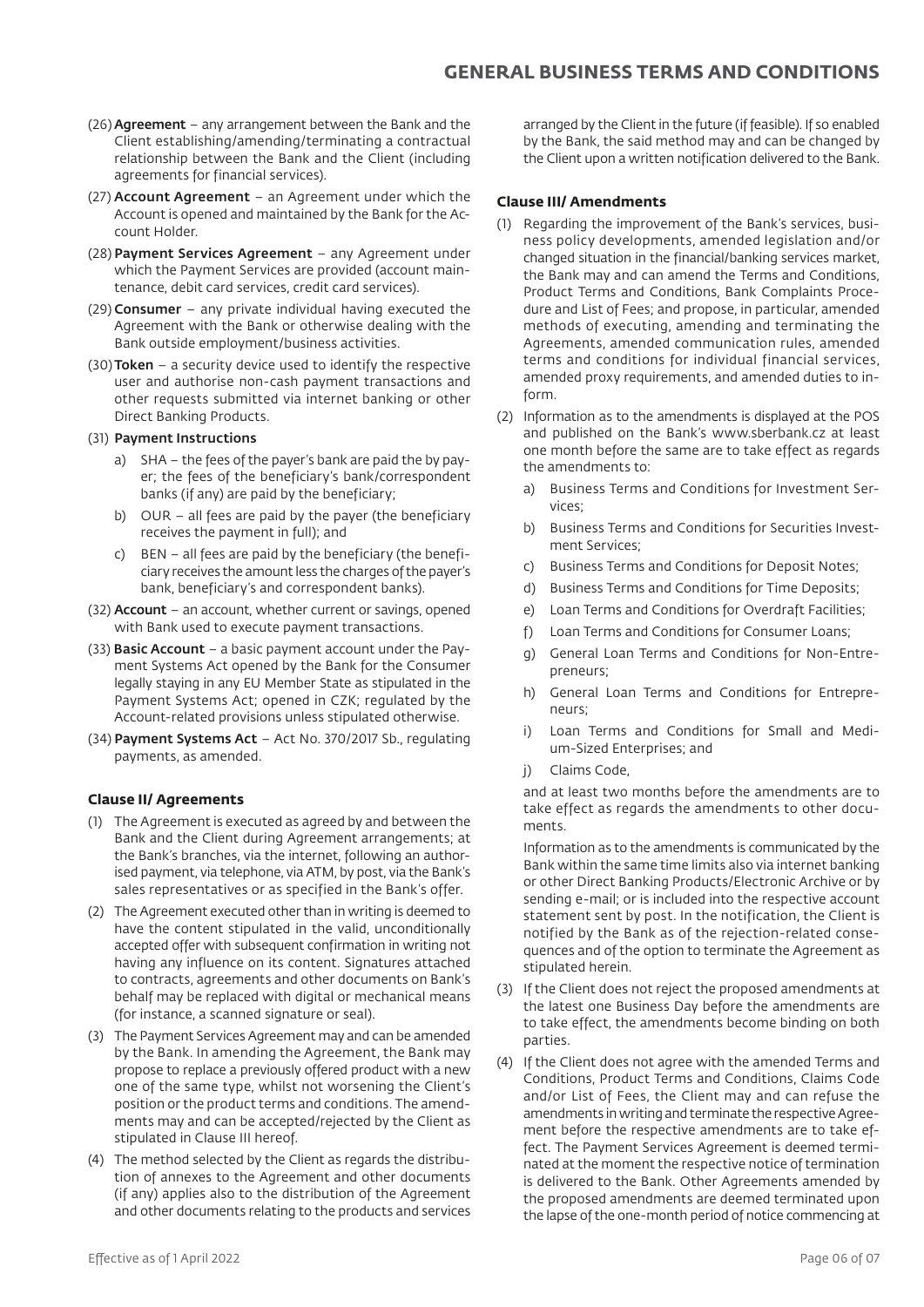(26) **Agreement** – any arrangement between the Bank and the Client establishing/amending/terminating a contractual relationship between the Bank and the Client (including agreements for financial services).

(27) **Account Agreement** – an Agreement under which the Account is opened and maintained by the Bank for the Account Holder.

(28) **Payment Services Agreement** – any Agreement under which the Payment Services are provided (account maintenance, debit card services, credit card services).

(29) **Consumer** – any private individual having executed the Agreement with the Bank or otherwise dealing with the Bank outside employment/business activities.

(30) **Token** – a security device used to identify the respective user and authorise non-cash payment transactions and other requests submitted via internet banking or other Direct Banking Products.

(31) **Payment Instructions**

a) SHA – the fees of the payer's bank are paid the by payer; the fees of the beneficiary's bank/correspondent banks (if any) are paid by the beneficiary;

b) OUR – all fees are paid by the payer (the beneficiary receives the payment in full); and

c) BEN – all fees are paid by the beneficiary (the beneficiary receives the amount less the charges of the payer's bank, beneficiary's and correspondent banks).

(32) **Account** – an account, whether current or savings, opened with Bank used to execute payment transactions.

(33) **Basic Account** – a basic payment account under the Payment Systems Act opened by the Bank for the Consumer legally staying in any EU Member State as stipulated in the Payment Systems Act; opened in CZK; regulated by the Account-related provisions unless stipulated otherwise.

(34) **Payment Systems Act** – Act No. 370/2017 Sb., regulating payments, as amended.

### Clause II/ Agreements

(1) The Agreement is executed as agreed by and between the Bank and the Client during Agreement arrangements; at the Bank's branches, via the internet, following an authorised payment, via telephone, via ATM, by post, via the Bank's sales representatives or as specified in the Bank's offer.

(2) The Agreement executed other than in writing is deemed to have the content stipulated in the valid, unconditionally accepted offer with subsequent confirmation in writing not having any influence on its content. Signatures attached to contracts, agreements and other documents on Bank's behalf may be replaced with digital or mechanical means (for instance, a scanned signature or seal).

(3) The Payment Services Agreement may and can be amended by the Bank. In amending the Agreement, the Bank may propose to replace a previously offered product with a new one of the same type, whilst not worsening the Client's position or the product terms and conditions. The amendments may and can be accepted/rejected by the Client as stipulated in Clause III hereof.

(4) The method selected by the Client as regards the distribution of annexes to the Agreement and other documents (if any) applies also to the distribution of the Agreement and other documents relating to the products and services arranged by the Client in the future (if feasible). If so enabled by the Bank, the said method may and can be changed by the Client upon a written notification delivered to the Bank.

### Clause III/ Amendments

(1) Regarding the improvement of the Bank's services, business policy developments, amended legislation and/or changed situation in the financial/banking services market, the Bank may and can amend the Terms and Conditions, Product Terms and Conditions, Bank Complaints Procedure and List of Fees; and propose, in particular, amended methods of executing, amending and terminating the Agreements, amended communication rules, amended terms and conditions for individual financial services, amended proxy requirements, and amended duties to inform.

(2) Information as to the amendments is displayed at the POS and published on the Bank's www.sberbank.cz at least one month before the same are to take effect as regards the amendments to:

a) Business Terms and Conditions for Investment Services;

b) Business Terms and Conditions for Securities Investment Services;

c) Business Terms and Conditions for Deposit Notes;

d) Business Terms and Conditions for Time Deposits;

e) Loan Terms and Conditions for Overdraft Facilities;

f) Loan Terms and Conditions for Consumer Loans;

g) General Loan Terms and Conditions for Non-Entrepreneurs;

h) General Loan Terms and Conditions for Entrepreneurs;

i) Loan Terms and Conditions for Small and Medium-Sized Enterprises; and

j) Claims Code,

and at least two months before the amendments are to take effect as regards the amendments to other documents.

Information as to the amendments is communicated by the Bank within the same time limits also via internet banking or other Direct Banking Products/Electronic Archive or by sending e-mail; or is included into the respective account statement sent by post. In the notification, the Client is notified by the Bank as of the rejection-related consequences and of the option to terminate the Agreement as stipulated herein.

(3) If the Client does not reject the proposed amendments at the latest one Business Day before the amendments are to take effect, the amendments become binding on both parties.

(4) If the Client does not agree with the amended Terms and Conditions, Product Terms and Conditions, Claims Code and/or List of Fees, the Client may and can refuse the amendments in writing and terminate the respective Agreement before the respective amendments are to take effect. The Payment Services Agreement is deemed terminated at the moment the respective notice of termination is delivered to the Bank. Other Agreements amended by the proposed amendments are deemed terminated upon the lapse of the one-month period of notice commencing at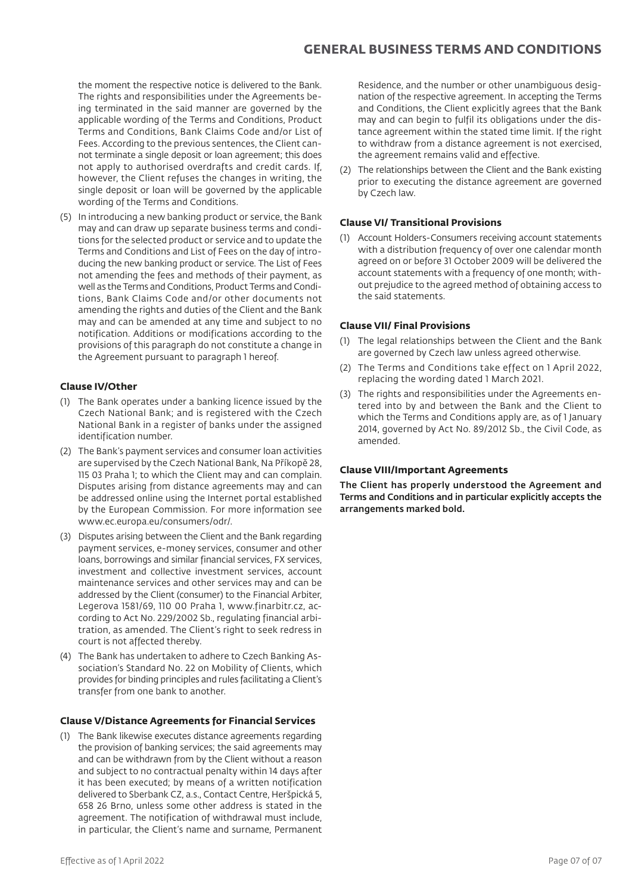the moment the respective notice is delivered to the Bank. The rights and responsibilities under the Agreements being terminated in the said manner are governed by the applicable wording of the Terms and Conditions, Product Terms and Conditions, Bank Claims Code and/or List of Fees. According to the previous sentences, the Client cannot terminate a single deposit or loan agreement; this does not apply to authorised overdrafts and credit cards. If, however, the Client refuses the changes in writing, the single deposit or loan will be governed by the applicable wording of the Terms and Conditions.

(5) In introducing a new banking product or service, the Bank may and can draw up separate business terms and conditions for the selected product or service and to update the Terms and Conditions and List of Fees on the day of introducing the new banking product or service. The List of Fees not amending the fees and methods of their payment, as well as the Terms and Conditions, Product Terms and Conditions, Bank Claims Code and/or other documents not amending the rights and duties of the Client and the Bank may and can be amended at any time and subject to no notification. Additions or modifications according to the provisions of this paragraph do not constitute a change in the Agreement pursuant to paragraph 1 hereof.

### Clause IV/Other

(1) The Bank operates under a banking licence issued by the Czech National Bank; and is registered with the Czech National Bank in a register of banks under the assigned identification number.

(2) The Bank's payment services and consumer loan activities are supervised by the Czech National Bank, Na Příkopě 28, 115 03 Praha 1; to which the Client may and can complain. Disputes arising from distance agreements may and can be addressed online using the Internet portal established by the European Commission. For more information see www.ec.europa.eu/consumers/odr/.

(3) Disputes arising between the Client and the Bank regarding payment services, e-money services, consumer and other loans, borrowings and similar financial services, FX services, investment and collective investment services, account maintenance services and other services may and can be addressed by the Client (consumer) to the Financial Arbiter, Legerova 1581/69, 110 00 Praha 1, www.finarbitr.cz, according to Act No. 229/2002 Sb., regulating financial arbitration, as amended. The Client's right to seek redress in court is not affected thereby.

(4) The Bank has undertaken to adhere to Czech Banking Association's Standard No. 22 on Mobility of Clients, which provides for binding principles and rules facilitating a Client's transfer from one bank to another.

### Clause V/Distance Agreements for Financial Services

(1) The Bank likewise executes distance agreements regarding the provision of banking services; the said agreements may and can be withdrawn from by the Client without a reason and subject to no contractual penalty within 14 days after it has been executed; by means of a written notification delivered to Sberbank CZ, a.s., Contact Centre, Heršpická 5, 658 26 Brno, unless some other address is stated in the agreement. The notification of withdrawal must include, in particular, the Client's name and surname, Permanent Residence, and the number or other unambiguous designation of the respective agreement. In accepting the Terms and Conditions, the Client explicitly agrees that the Bank may and can begin to fulfil its obligations under the distance agreement within the stated time limit. If the right to withdraw from a distance agreement is not exercised, the agreement remains valid and effective.

(2) The relationships between the Client and the Bank existing prior to executing the distance agreement are governed by Czech law.

### Clause VI/ Transitional Provisions

(1) Account Holders-Consumers receiving account statements with a distribution frequency of over one calendar month agreed on or before 31 October 2009 will be delivered the account statements with a frequency of one month; without prejudice to the agreed method of obtaining access to the said statements.

### Clause VII/ Final Provisions

(1) The legal relationships between the Client and the Bank are governed by Czech law unless agreed otherwise.

(2) The Terms and Conditions take effect on 1 April 2022, replacing the wording dated 1 March 2021.

(3) The rights and responsibilities under the Agreements entered into by and between the Bank and the Client to which the Terms and Conditions apply are, as of 1 January 2014, governed by Act No. 89/2012 Sb., the Civil Code, as amended.

### Clause VIII/Important Agreements

**The Client has properly understood the Agreement and Terms and Conditions and in particular explicitly accepts the arrangements marked bold.**